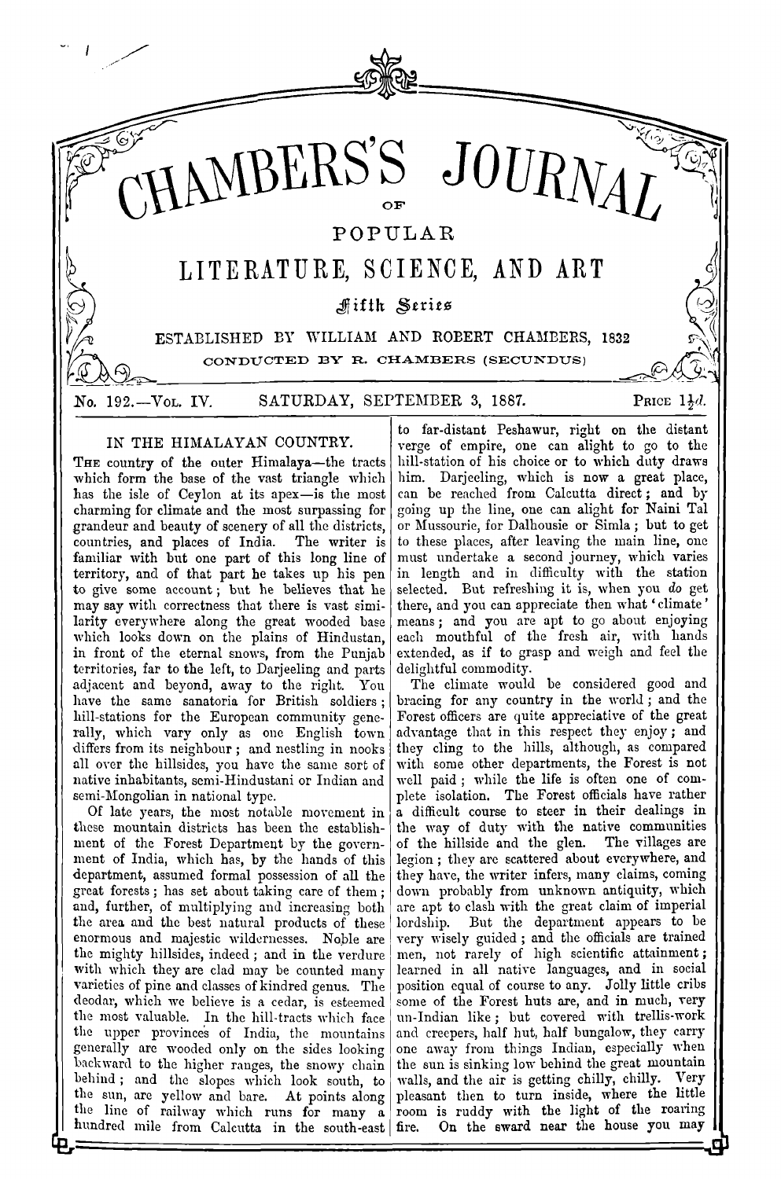# CHAMBERS'S JOURNAL OF POPULAR LITERATURE, SCIENCE, AND ART

*Fifth Series*

ESTABLISHED BY WILLIAM AND ROBERT CHAMBERS, 1832

CONDUCTED BY R. CHAMBERS (SECUNDUS)

No. 192.—Vol. IV. SATURDAY, SEPTEMBER 3, 1887. Price 1½d.

## IN THE HIMALAYAN COUNTRY.

The country of the outer Himalaya—the tracts which form the base of the vast triangle which has the isle of Ceylon at its apex—is the most charming for climate and the most surpassing for grandeur and beauty of scenery of all the districts, countries, and places of India. The writer is familiar with but one part of this long line of territory, and of that part he takes up his pen to give some account; but he believes that he may say with correctness that there is vast similarity everywhere along the great wooded base which looks down on the plains of Hindustan, in front of the eternal snows, from the Punjab territories, far to the left, to Darjeeling and parts adjacent and beyond, away to the right. You have the same sanatoria for British soldiers; hill-stations for the European community generally, which vary only as one English town differs from its neighbour; and nestling in nooks all over the hillsides, you have the same sort of native inhabitants, semi-Hindustani or Indian and semi-Mongolian in national type.

Of late years, the most notable movement in these mountain districts has been the establishment of the Forest Department by the government of India, which has, by the hands of this department, assumed formal possession of all the great forests; has set about taking care of them; and, further, of multiplying and increasing both the area and the best natural products of these enormous and majestic wildernesses. Noble are the mighty hillsides, indeed; and in the verdure with which they are clad may be counted many varieties of pine and classes of kindred genus. The deodar, which we believe is a cedar, is esteemed the most valuable. In the hill-tracts which face the upper provinces of India, the mountains generally are wooded only on the sides looking backward to the higher ranges, the snowy chain behind; and the slopes which look south, to the sun, are yellow and bare. At points along the line of railway which runs for many a hundred mile from Calcutta in the south-east to far-distant Peshawur, right on the distant verge of empire, one can alight to go to the hill-station of his choice or to which duty draws him. Darjeeling, which is now a great place, can be reached from Calcutta direct; and by going up the line, one can alight for Naini Tal or Mussourie, for Dalhousie or Simla; but to get to these places, after leaving the main line, one must undertake a second journey, which varies in length and in difficulty with the station selected. But refreshing it is, when you *do* get there, and you can appreciate then what 'climate' means; and you are apt to go about enjoying each mouthful of the fresh air, with hands extended, as if to grasp and weigh and feel the delightful commodity.

The climate would be considered good and bracing for any country in the world; and the Forest officers are quite appreciative of the great advantage that in this respect they enjoy; and they cling to the hills, although, as compared with some other departments, the Forest is not well paid; while the life is often one of complete isolation. The Forest officials have rather a difficult course to steer in their dealings in the way of duty with the native communities of the hillside and the glen. The villages are legion; they are scattered about everywhere, and they have, the writer infers, many claims, coming down probably from unknown antiquity, which are apt to clash with the great claim of imperial lordship. But the department appears to be very wisely guided; and the officials are trained men, not rarely of high scientific attainment; learned in all native languages, and in social position equal of course to any. Jolly little cribs some of the Forest huts are, and in much, very un-Indian like; but covered with trellis-work and creepers, half hut, half bungalow, they carry one away from things Indian, especially when the sun is sinking low behind the great mountain walls, and the air is getting chilly, chilly. Very pleasant then to turn inside, where the little room is ruddy with the light of the roaring fire. On the sward near the house you may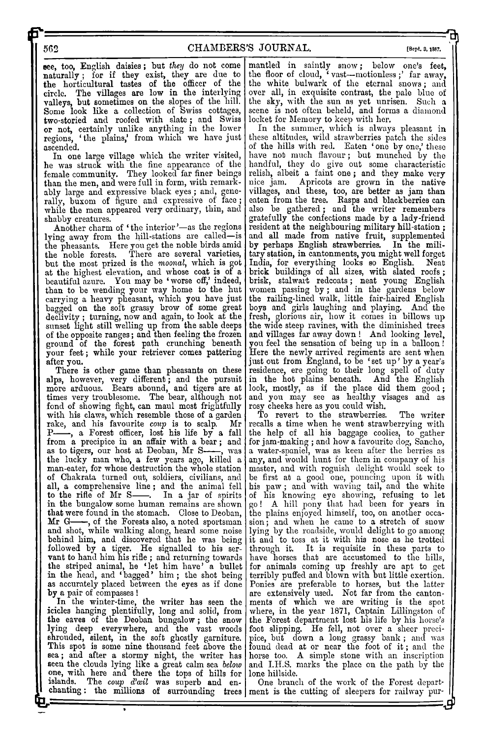see, too, English daisies; but *they* do not come naturally; for if they exist, they are due to the horticultural tastes of the officer of the circle. The villages are low in the interlying valleys, but sometimes on the slopes of the hill. Some look like a collection of Swiss cottages, two-storied and roofed with slate; and Swiss or not, certainly unlike anything in the lower regions, 'the plains,' from which we have just ascended.

In one large village which the writer visited, he was struck with the fine appearance of the female community. They looked far finer beings than the men, and were full in form, with remarkably large and expressive black eyes; and, generally, buxom of figure and expressive of face; while the men appeared very ordinary, thin, and shabby creatures.

Another charm of 'the interior'—as the regions lying away from the hill-stations are called—is the pheasants. Here you get the noble birds amid the noble forests. There are several varieties, but the most prized is the *moonal*, which is got at the highest elevation, and whose coat is of a beautiful azure. You may be 'worse off,' indeed, than to be wending your way home to the hut carrying a heavy pheasant, which you have just bagged on the soft grassy brow of some great declivity; turning, now and again, to look at the sunset light still welling up from the sable deeps of the opposite ranges; and then feeling the frozen ground of the forest path crunching beneath your feet; while your retriever comes pattering after you.

There is other game than pheasants on these alps, however, very different; and the pursuit more arduous. Bears abound, and tigers are at times very troublesome. The bear, although not fond of showing fight, can maul most frightfully with his claws, which resemble those of a garden rake, and his favourite *coup* is to scalp. Mr P——, a Forest officer, lost his life by a fall from a precipice in an affair with a bear; and as to tigers, our host at Deoban, Mr S——, was the lucky man who, a few years ago, killed a man-eater, for whose destruction the whole station of Chakrata turned out, soldiers, civilians, and all, a comprehensive line; and the animal fell to the rifle of Mr S——. In a jar of spirits in the bungalow some human remains are shown that were found in the stomach. Close to Deoban, Mr G——, of the Forests also, a noted sportsman and shot, while walking along, heard some noise behind him, and discovered that he was being followed by a tiger. He signalled to his servant to hand him his rifle; and returning towards the striped animal, he 'let him have' a bullet in the head, and 'bagged' him; the shot being as accurately placed between the eyes as if done by a pair of compasses!

In the winter-time, the writer has seen the icicles hanging plentifully, long and solid, from the eaves of the Deoban bungalow; the snow lying deep everywhere, and the vast woods shrouded, silent, in the soft ghostly garniture. This spot is some nine thousand feet above the sea; and after a stormy night, the writer has seen the clouds lying like a great calm sea *below* one, with here and there the tops of hills for islands. The *coup d'œil* was superb and enchanting: the millions of surrounding trees mantled in saintly snow; below one's feet, the floor of cloud, 'vast—motionless;' far away, the white bulwark of the eternal snows; and over all, in exquisite contrast, the pale blue of the sky, with the sun as yet unrisen. Such a scene is not often beheld, and forms a diamond locket for Memory to keep with her.

In the summer, which is always pleasant in these altitudes, wild strawberries patch the sides of the hills with red. Eaten 'one by one,' these have not much flavour; but munched by the handful, they do give out some characteristic relish, albeit a faint one; and they make very nice jam. Apricots are grown in the native villages, and these, too, are better as jam than eaten from the tree. Rasps and blackberries can also be gathered; and the writer remembers gratefully the confections made by a lady-friend resident at the neighbouring military hill-station; and all made from native fruit, supplemented by perhaps English strawberries. In the military station, in cantonments, you might well forget India, for everything looks so English. Neat brick buildings of all sizes, with slated roofs; brisk, stalwart redcoats; neat young English women passing by; and in the gardens below the railing-lined walk, little fair-haired English boys and girls laughing and playing. And the fresh, glorious air, how it comes in billows up the wide steep ravines, with the diminished trees and villages far away down! And looking level, you feel the sensation of being up in a balloon! Here the newly arrived regiments are sent when just out from England, to be 'set up' by a year's residence, ere going to their long spell of duty in the hot plains beneath. And the English look, mostly, as if the place did them good; and you may see as healthy visages and as rosy cheeks here as you could wish.

To revert to the strawberries. The writer recalls a time when he went strawberrying with the help of all his baggage coolies, to gather for jam-making; and how a favourite dog, Sancho, a water-spaniel, was as keen after the berries as any, and would hunt for them in company of his master, and with roguish delight would seek to be first at a good one, pouncing upon it with his paw; and with waving tail, and the white of his knowing eye showing, refusing to let go! A hill pony that had been for years in the plains enjoyed himself, too, on another occasion; and when he came to a stretch of snow lying by the roadside, would delight to go among it and to toss at it with his nose as he trotted through it. It is requisite in these parts to have horses that are accustomed to the hills, for animals coming up freshly are apt to get terribly puffed and blown with but little exertion. Ponies are preferable to horses, but the latter are extensively used. Not far from the cantonments of which we are writing is the spot where, in the year 1871, Captain Lillingston of the Forest department lost his life by his horse's foot slipping. He fell, not over a sheer precipice, but down a long grassy bank; and was found dead at or near the foot of it; and the horse too. A simple stone with an inscription and I.H.S. marks the place on the path by the lone hillside.

One branch of the work of the Forest department is the cutting of sleepers for railway pur-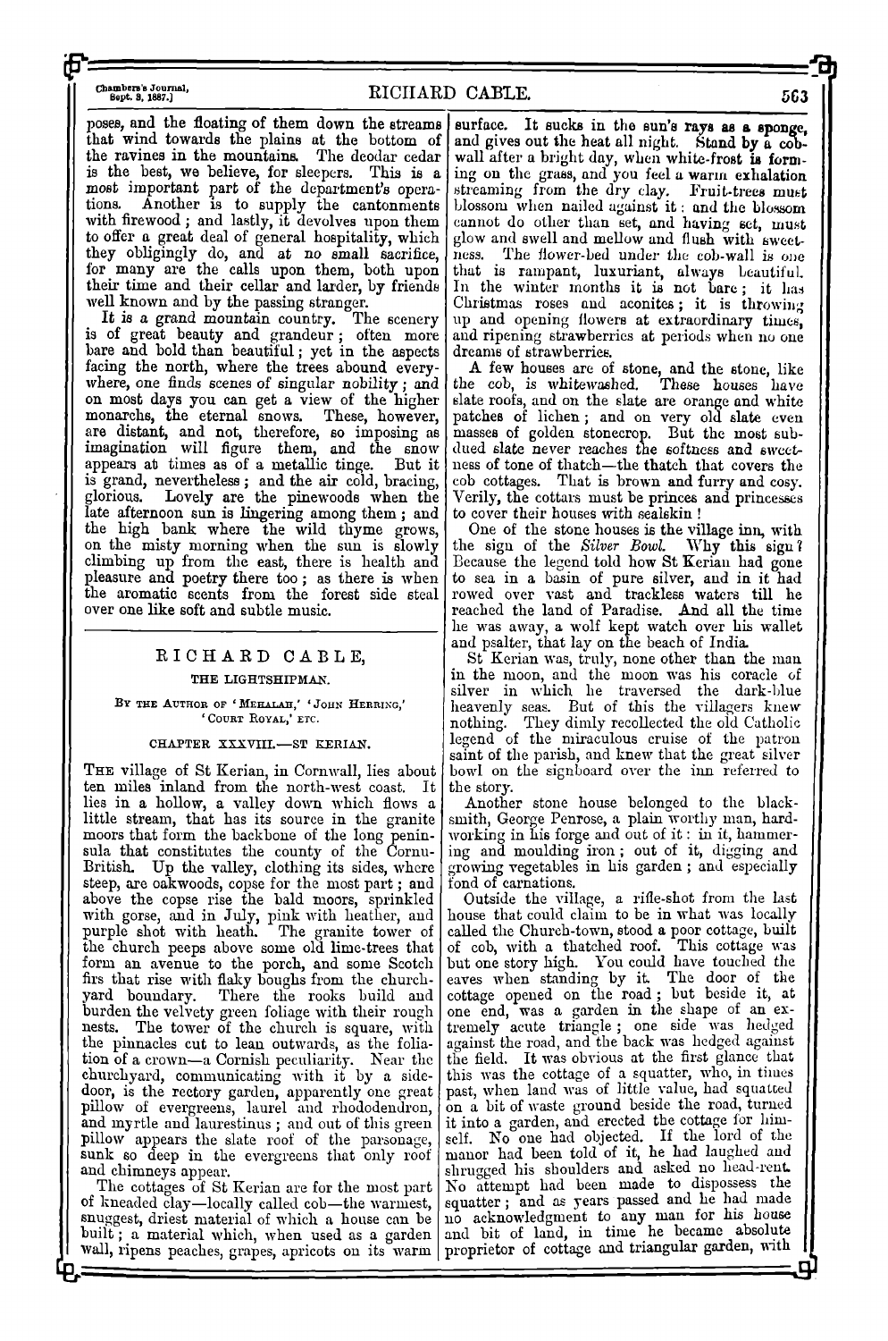poses, and the floating of them down the streams that wind towards the plains at the bottom of the ravines in the mountains. The deodar cedar is the best, we believe, for sleepers. This is a most important part of the department's operations. Another is to supply the cantonments with firewood; and lastly, it devolves upon them to offer a great deal of general hospitality, which they obligingly do, and at no small sacrifice, for many are the calls upon them, both upon their time and their cellar and larder, by friends well known and by the passing stranger.

It is a grand mountain country. The scenery is of great beauty and grandeur; often more bare and bold than beautiful; yet in the aspects facing the north, where the trees abound everywhere, one finds scenes of singular nobility; and on most days you can get a view of the higher monarchs, the eternal snows. These, however, are distant, and not, therefore, so imposing as imagination will figure them, and the snow appears at times as of a metallic tinge. But it is grand, nevertheless; and the air cold, bracing, glorious. Lovely are the pinewoods when the late afternoon sun is lingering among them; and the high bank where the wild thyme grows, on the misty morning when the sun is slowly climbing up from the east, there is health and pleasure and poetry there too; as there is when the aromatic scents from the forest side steal over one like soft and subtle music.

---

# RICHARD CABLE,

## THE LIGHTSHIPMAN.

By the Author of '*Mehalah*,' '*John Herring*,' '*Court Royal*,' etc.

### CHAPTER XXXVIII.—ST KERIAN.

The village of St Kerian, in Cornwall, lies about ten miles inland from the north-west coast. It lies in a hollow, a valley down which flows a little stream, that has its source in the granite moors that form the backbone of the long peninsula that constitutes the county of the Cornu-British. Up the valley, clothing its sides, where steep, are oakwoods, copse for the most part; and above the copse rise the bald moors, sprinkled with gorse, and in July, pink with heather, and purple shot with heath. The granite tower of the church peeps above some old lime-trees that form an avenue to the porch, and some Scotch firs that rise with flaky boughs from the churchyard boundary. There the rooks build and burden the velvety green foliage with their rough nests. The tower of the church is square, with the pinnacles cut to lean outwards, as the foliation of a crown—a Cornish peculiarity. Near the churchyard, communicating with it by a side-door, is the rectory garden, apparently one great pillow of evergreens, laurel and rhododendron, and myrtle and laurestinus; and out of this green pillow appears the slate roof of the parsonage, sunk so deep in the evergreens that only roof and chimneys appear.

The cottages of St Kerian are for the most part of kneaded clay—locally called cob—the warmest, snuggest, driest material of which a house can be built; a material which, when used as a garden wall, ripens peaches, grapes, apricots on its warm surface. It sucks in the sun's rays as a sponge, and gives out the heat all night. Stand by a cob-wall after a bright day, when white-frost is forming on the grass, and you feel a warm exhalation streaming from the dry clay. Fruit-trees must blossom when nailed against it; and the blossom cannot do other than set, and having set, must glow and swell and mellow and flush with sweetness. The flower-bed under the cob-wall is one that is rampant, luxuriant, always beautiful. In the winter months it is not bare; it has Christmas roses and aconites; it is throwing up and opening flowers at extraordinary times, and ripening strawberries at periods when no one dreams of strawberries.

A few houses are of stone, and the stone, like the cob, is whitewashed. These houses have slate roofs, and on the slate are orange and white patches of lichen; and on very old slate even masses of golden stonecrop. But the most subdued slate never reaches the softness and sweetness of tone of thatch—the thatch that covers the cob cottages. That is brown and furry and cosy. Verily, the cottars must be princes and princesses to cover their houses with sealskin!

One of the stone houses is the village inn, with the sign of the *Silver Bowl*. Why this sign? Because the legend told how St Kerian had gone to sea in a basin of pure silver, and in it had rowed over vast and trackless waters till he reached the land of Paradise. And all the time he was away, a wolf kept watch over his wallet and psalter, that lay on the beach of India.

St Kerian was, truly, none other than the man in the moon, and the moon was his coracle of silver in which he traversed the dark-blue heavenly seas. But of this the villagers knew nothing. They dimly recollected the old Catholic legend of the miraculous cruise of the patron saint of the parish, and knew that the great silver bowl on the signboard over the inn referred to the story.

Another stone house belonged to the blacksmith, George Penrose, a plain worthy man, hard-working in his forge and out of it: in it, hammering and moulding iron; out of it, digging and growing vegetables in his garden; and especially fond of carnations.

Outside the village, a rifle-shot from the last house that could claim to be in what was locally called the Church-town, stood a poor cottage, built of cob, with a thatched roof. This cottage was but one story high. You could have touched the eaves when standing by it. The door of the cottage opened on the road; but beside it, at one end, was a garden in the shape of an extremely acute triangle; one side was hedged against the road, and the back was hedged against the field. It was obvious at the first glance that this was the cottage of a squatter, who, in times past, when land was of little value, had squatted on a bit of waste ground beside the road, turned it into a garden, and erected the cottage for himself. No one had objected. If the lord of the manor had been told of it, he had laughed and shrugged his shoulders and asked no head-rent. No attempt had been made to dispossess the squatter; and as years passed and he had made no acknowledgment to any man for his house and bit of land, in time he became absolute proprietor of cottage and triangular garden, with